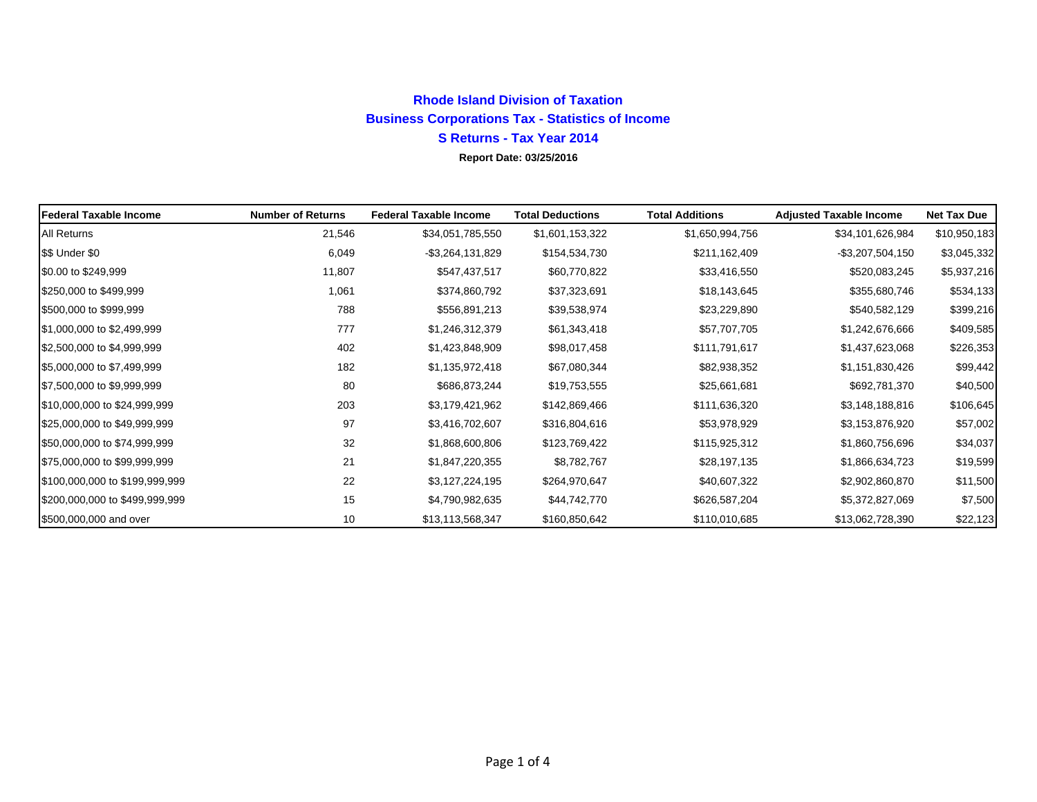# Rhode Island Division of Taxation

## Business Corporations Tax - Statistics of Income

## S Returns - Tax Year 2014

**Report Date: 03/25/2016**

| Federal Taxable Income | Number of Returns | Federal Taxable Income | Total Deductions | Total Additions | Adjusted Taxable Income | Net Tax Due |
|---|---|---|---|---|---|---|
| All Returns | 21,546 | $34,051,785,550 | $1,601,153,322 | $1,650,994,756 | $34,101,626,984 | $10,950,183 |
| $$ Under $0 | 6,049 | -$3,264,131,829 | $154,534,730 | $211,162,409 | -$3,207,504,150 | $3,045,332 |
| $0.00 to $249,999 | 11,807 | $547,437,517 | $60,770,822 | $33,416,550 | $520,083,245 | $5,937,216 |
| $250,000 to $499,999 | 1,061 | $374,860,792 | $37,323,691 | $18,143,645 | $355,680,746 | $534,133 |
| $500,000 to $999,999 | 788 | $556,891,213 | $39,538,974 | $23,229,890 | $540,582,129 | $399,216 |
| $1,000,000 to $2,499,999 | 777 | $1,246,312,379 | $61,343,418 | $57,707,705 | $1,242,676,666 | $409,585 |
| $2,500,000 to $4,999,999 | 402 | $1,423,848,909 | $98,017,458 | $111,791,617 | $1,437,623,068 | $226,353 |
| $5,000,000 to $7,499,999 | 182 | $1,135,972,418 | $67,080,344 | $82,938,352 | $1,151,830,426 | $99,442 |
| $7,500,000 to $9,999,999 | 80 | $686,873,244 | $19,753,555 | $25,661,681 | $692,781,370 | $40,500 |
| $10,000,000 to $24,999,999 | 203 | $3,179,421,962 | $142,869,466 | $111,636,320 | $3,148,188,816 | $106,645 |
| $25,000,000 to $49,999,999 | 97 | $3,416,702,607 | $316,804,616 | $53,978,929 | $3,153,876,920 | $57,002 |
| $50,000,000 to $74,999,999 | 32 | $1,868,600,806 | $123,769,422 | $115,925,312 | $1,860,756,696 | $34,037 |
| $75,000,000 to $99,999,999 | 21 | $1,847,220,355 | $8,782,767 | $28,197,135 | $1,866,634,723 | $19,599 |
| $100,000,000 to $199,999,999 | 22 | $3,127,224,195 | $264,970,647 | $40,607,322 | $2,902,860,870 | $11,500 |
| $200,000,000 to $499,999,999 | 15 | $4,790,982,635 | $44,742,770 | $626,587,204 | $5,372,827,069 | $7,500 |
| $500,000,000 and over | 10 | $13,113,568,347 | $160,850,642 | $110,010,685 | $13,062,728,390 | $22,123 |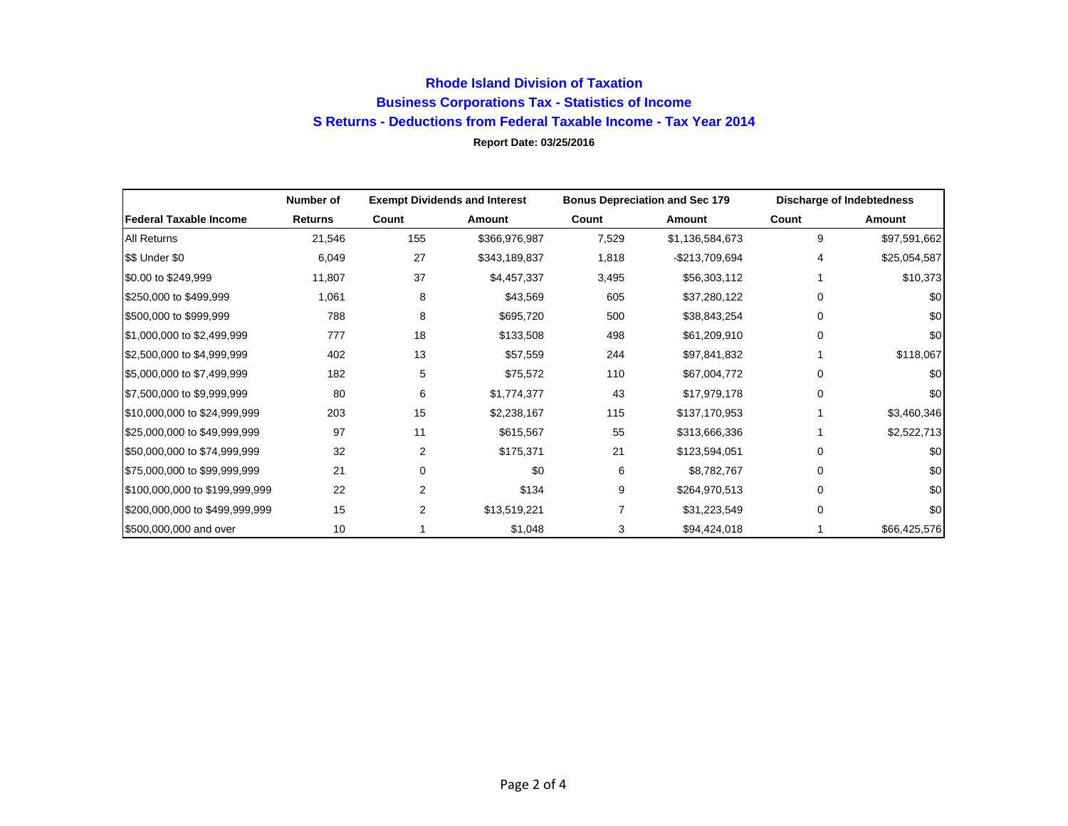# Rhode Island Division of Taxation

## Business Corporations Tax - Statistics of Income

## S Returns - Deductions from Federal Taxable Income - Tax Year 2014

**Report Date: 03/25/2016**

| | Number of | Exempt Dividends and Interest | | Bonus Depreciation and Sec 179 | | Discharge of Indebtedness | |
|---|---|---|---|---|---|---|---|
| Federal Taxable Income | Returns | Count | Amount | Count | Amount | Count | Amount |
| All Returns | 21,546 | 155 | $366,976,987 | 7,529 | $1,136,584,673 | 9 | $97,591,662 |
| $$ Under $0 | 6,049 | 27 | $343,189,837 | 1,818 | -$213,709,694 | 4 | $25,054,587 |
| $0.00 to $249,999 | 11,807 | 37 | $4,457,337 | 3,495 | $56,303,112 | 1 | $10,373 |
| $250,000 to $499,999 | 1,061 | 8 | $43,569 | 605 | $37,280,122 | 0 | $0 |
| $500,000 to $999,999 | 788 | 8 | $695,720 | 500 | $38,843,254 | 0 | $0 |
| $1,000,000 to $2,499,999 | 777 | 18 | $133,508 | 498 | $61,209,910 | 0 | $0 |
| $2,500,000 to $4,999,999 | 402 | 13 | $57,559 | 244 | $97,841,832 | 1 | $118,067 |
| $5,000,000 to $7,499,999 | 182 | 5 | $75,572 | 110 | $67,004,772 | 0 | $0 |
| $7,500,000 to $9,999,999 | 80 | 6 | $1,774,377 | 43 | $17,979,178 | 0 | $0 |
| $10,000,000 to $24,999,999 | 203 | 15 | $2,238,167 | 115 | $137,170,953 | 1 | $3,460,346 |
| $25,000,000 to $49,999,999 | 97 | 11 | $615,567 | 55 | $313,666,336 | 1 | $2,522,713 |
| $50,000,000 to $74,999,999 | 32 | 2 | $175,371 | 21 | $123,594,051 | 0 | $0 |
| $75,000,000 to $99,999,999 | 21 | 0 | $0 | 6 | $8,782,767 | 0 | $0 |
| $100,000,000 to $199,999,999 | 22 | 2 | $134 | 9 | $264,970,513 | 0 | $0 |
| $200,000,000 to $499,999,999 | 15 | 2 | $13,519,221 | 7 | $31,223,549 | 0 | $0 |
| $500,000,000 and over | 10 | 1 | $1,048 | 3 | $94,424,018 | 1 | $66,425,576 |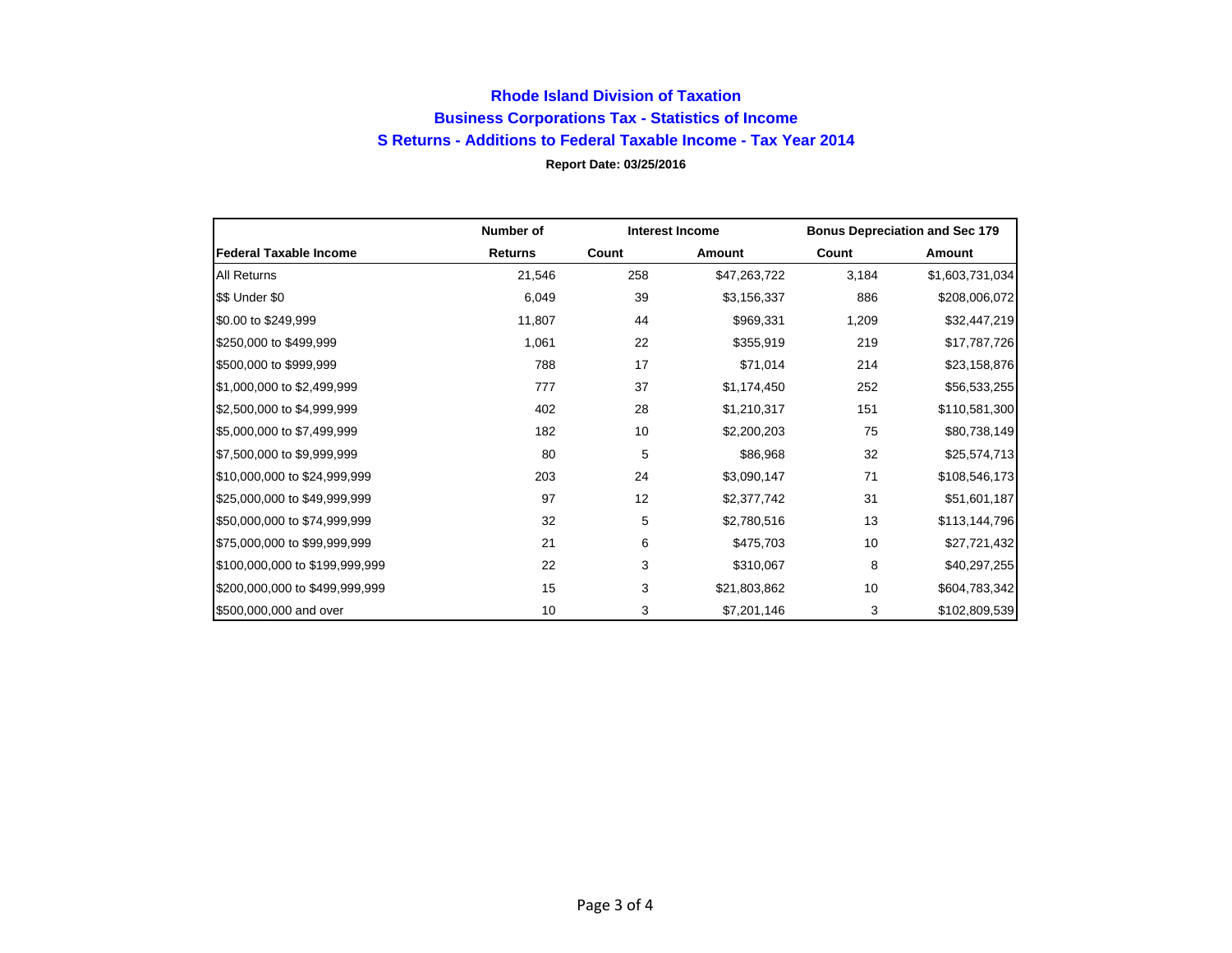### Rhode Island Division of Taxation

### Business Corporations Tax - Statistics of Income

### S Returns - Additions to Federal Taxable Income - Tax Year 2014

**Report Date: 03/25/2016**

| | Number of | Interest Income | | Bonus Depreciation and Sec 179 | |
|---|---|---|---|---|---|
| **Federal Taxable Income** | **Returns** | **Count** | **Amount** | **Count** | **Amount** |
| All Returns | 21,546 | 258 | $47,263,722 | 3,184 | $1,603,731,034 |
| $$ Under $0 | 6,049 | 39 | $3,156,337 | 886 | $208,006,072 |
| $0.00 to $249,999 | 11,807 | 44 | $969,331 | 1,209 | $32,447,219 |
| $250,000 to $499,999 | 1,061 | 22 | $355,919 | 219 | $17,787,726 |
| $500,000 to $999,999 | 788 | 17 | $71,014 | 214 | $23,158,876 |
| $1,000,000 to $2,499,999 | 777 | 37 | $1,174,450 | 252 | $56,533,255 |
| $2,500,000 to $4,999,999 | 402 | 28 | $1,210,317 | 151 | $110,581,300 |
| $5,000,000 to $7,499,999 | 182 | 10 | $2,200,203 | 75 | $80,738,149 |
| $7,500,000 to $9,999,999 | 80 | 5 | $86,968 | 32 | $25,574,713 |
| $10,000,000 to $24,999,999 | 203 | 24 | $3,090,147 | 71 | $108,546,173 |
| $25,000,000 to $49,999,999 | 97 | 12 | $2,377,742 | 31 | $51,601,187 |
| $50,000,000 to $74,999,999 | 32 | 5 | $2,780,516 | 13 | $113,144,796 |
| $75,000,000 to $99,999,999 | 21 | 6 | $475,703 | 10 | $27,721,432 |
| $100,000,000 to $199,999,999 | 22 | 3 | $310,067 | 8 | $40,297,255 |
| $200,000,000 to $499,999,999 | 15 | 3 | $21,803,862 | 10 | $604,783,342 |
| $500,000,000 and over | 10 | 3 | $7,201,146 | 3 | $102,809,539 |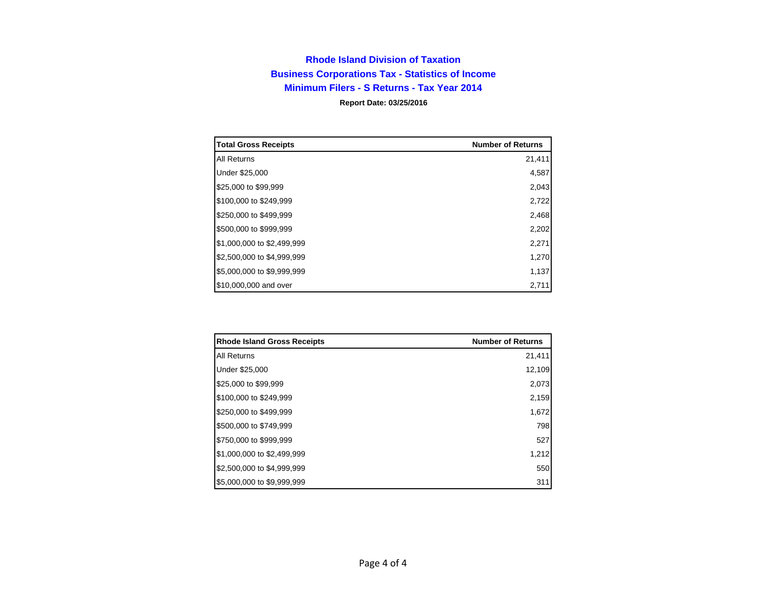# Rhode Island Division of Taxation

## Business Corporations Tax - Statistics of Income

## Minimum Filers - S Returns - Tax Year 2014

**Report Date: 03/25/2016**

| Total Gross Receipts | Number of Returns |
|---|---|
| All Returns | 21,411 |
| Under $25,000 | 4,587 |
| $25,000 to $99,999 | 2,043 |
| $100,000 to $249,999 | 2,722 |
| $250,000 to $499,999 | 2,468 |
| $500,000 to $999,999 | 2,202 |
| $1,000,000 to $2,499,999 | 2,271 |
| $2,500,000 to $4,999,999 | 1,270 |
| $5,000,000 to $9,999,999 | 1,137 |
| $10,000,000 and over | 2,711 |

| Rhode Island Gross Receipts | Number of Returns |
|---|---|
| All Returns | 21,411 |
| Under $25,000 | 12,109 |
| $25,000 to $99,999 | 2,073 |
| $100,000 to $249,999 | 2,159 |
| $250,000 to $499,999 | 1,672 |
| $500,000 to $749,999 | 798 |
| $750,000 to $999,999 | 527 |
| $1,000,000 to $2,499,999 | 1,212 |
| $2,500,000 to $4,999,999 | 550 |
| $5,000,000 to $9,999,999 | 311 |